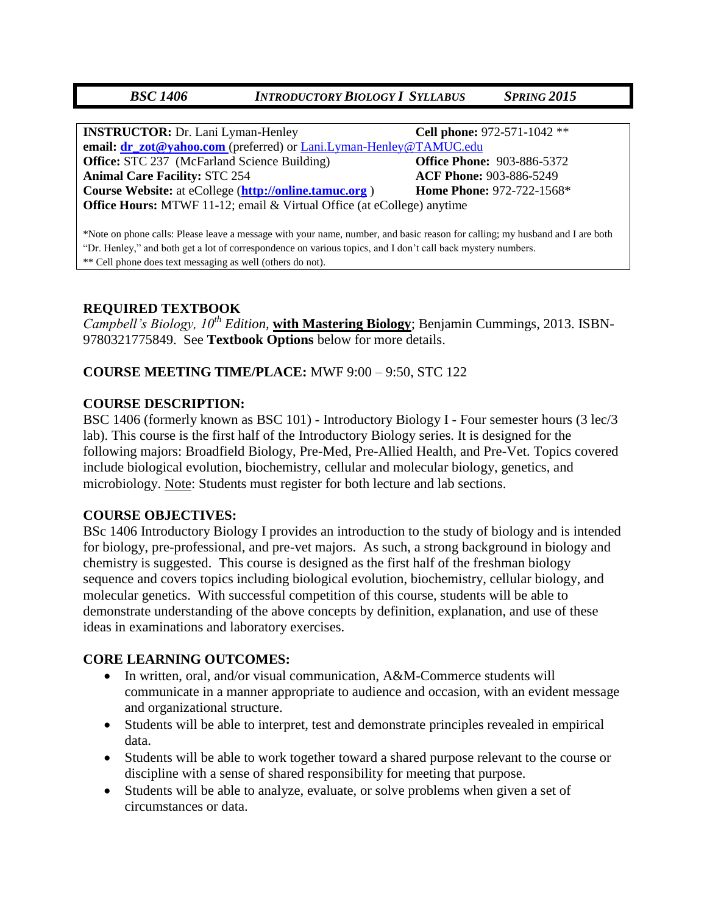# *BSC 1406* *INTRODUCTORY BIOLOGY I SYLLABUS* *SPRING 2015*

**INSTRUCTOR:** Dr. Lani Lyman-Henley **Cell phone:** 972-571-1042 **
**email:** **dr_zot@yahoo.com** (preferred) or Lani.Lyman-Henley@TAMUC.edu
**Office:** STC 237 (McFarland Science Building) **Office Phone:** 903-886-5372
**Animal Care Facility:** STC 254 **ACF Phone:** 903-886-5249
**Course Website:** at eCollege (**http://online.tamuc.org** ) **Home Phone:** 972-722-1568*
**Office Hours:** MTWF 11-12; email & Virtual Office (at eCollege) anytime

*Note on phone calls: Please leave a message with your name, number, and basic reason for calling; my husband and I are both "Dr. Henley," and both get a lot of correspondence on various topics, and I don't call back mystery numbers.
** Cell phone does text messaging as well (others do not).

## REQUIRED TEXTBOOK

*Campbell's Biology, 10th Edition,* **with Mastering Biology**; Benjamin Cummings, 2013. ISBN-9780321775849. See **Textbook Options** below for more details.

**COURSE MEETING TIME/PLACE:** MWF 9:00 – 9:50, STC 122

## COURSE DESCRIPTION:

BSC 1406 (formerly known as BSC 101) - Introductory Biology I - Four semester hours (3 lec/3 lab). This course is the first half of the Introductory Biology series. It is designed for the following majors: Broadfield Biology, Pre-Med, Pre-Allied Health, and Pre-Vet. Topics covered include biological evolution, biochemistry, cellular and molecular biology, genetics, and microbiology. Note: Students must register for both lecture and lab sections.

## COURSE OBJECTIVES:

BSc 1406 Introductory Biology I provides an introduction to the study of biology and is intended for biology, pre-professional, and pre-vet majors. As such, a strong background in biology and chemistry is suggested. This course is designed as the first half of the freshman biology sequence and covers topics including biological evolution, biochemistry, cellular biology, and molecular genetics. With successful competition of this course, students will be able to demonstrate understanding of the above concepts by definition, explanation, and use of these ideas in examinations and laboratory exercises.

## CORE LEARNING OUTCOMES:

- In written, oral, and/or visual communication, A&M-Commerce students will communicate in a manner appropriate to audience and occasion, with an evident message and organizational structure.
- Students will be able to interpret, test and demonstrate principles revealed in empirical data.
- Students will be able to work together toward a shared purpose relevant to the course or discipline with a sense of shared responsibility for meeting that purpose.
- Students will be able to analyze, evaluate, or solve problems when given a set of circumstances or data.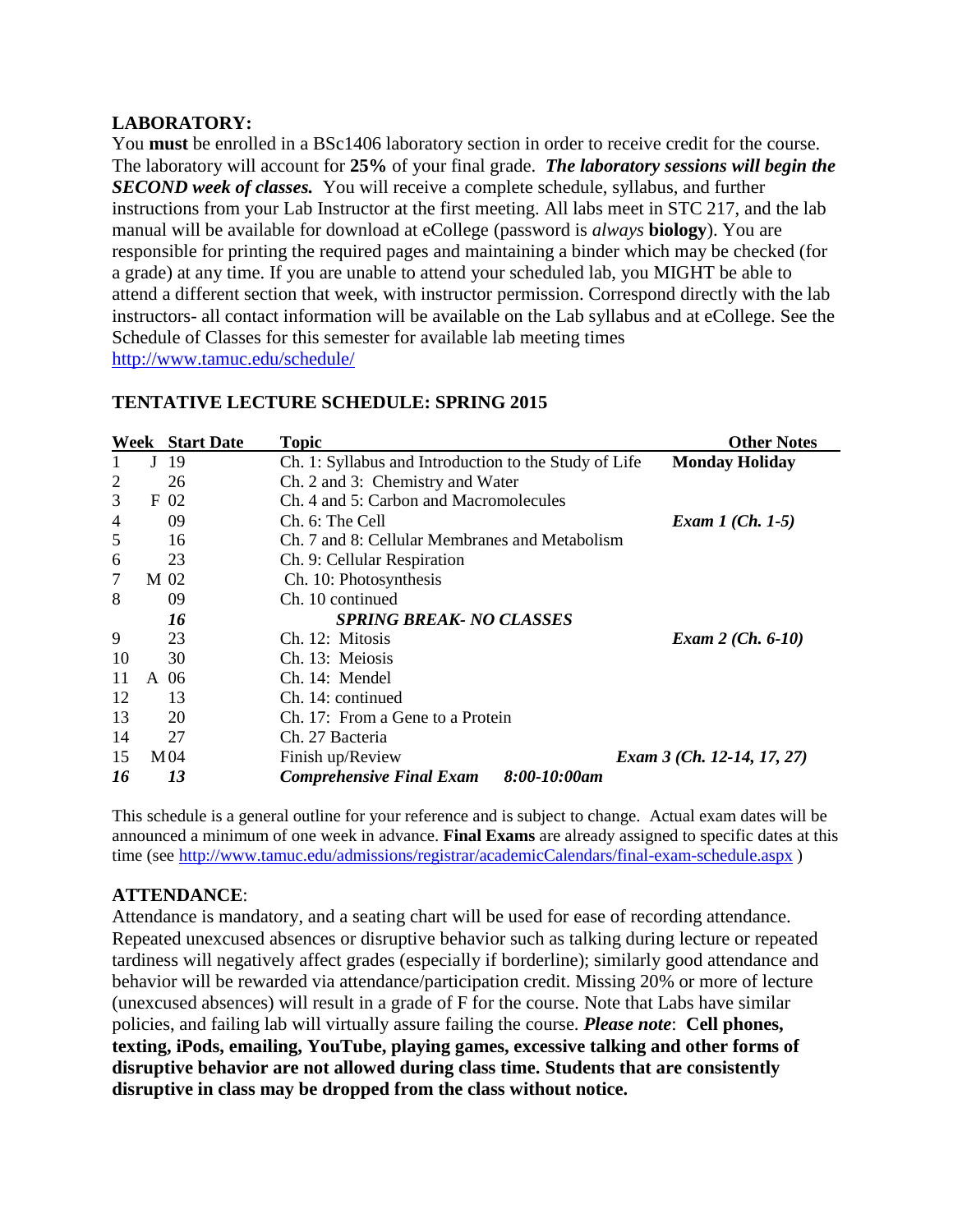**LABORATORY:**

You **must** be enrolled in a BSc1406 laboratory section in order to receive credit for the course. The laboratory will account for **25%** of your final grade. ***The laboratory sessions will begin the SECOND week of classes.*** You will receive a complete schedule, syllabus, and further instructions from your Lab Instructor at the first meeting. All labs meet in STC 217, and the lab manual will be available for download at eCollege (password is *always* **biology**). You are responsible for printing the required pages and maintaining a binder which may be checked (for a grade) at any time. If you are unable to attend your scheduled lab, you MIGHT be able to attend a different section that week, with instructor permission. Correspond directly with the lab instructors- all contact information will be available on the Lab syllabus and at eCollege. See the Schedule of Classes for this semester for available lab meeting times http://www.tamuc.edu/schedule/

**TENTATIVE LECTURE SCHEDULE: SPRING 2015**

| Week | Start Date | Topic | Other Notes |
|---|---|---|---|
| 1 | J 19 | Ch. 1: Syllabus and Introduction to the Study of Life | **Monday Holiday** |
| 2 | 26 | Ch. 2 and 3: Chemistry and Water | |
| 3 | F 02 | Ch. 4 and 5: Carbon and Macromolecules | |
| 4 | 09 | Ch. 6: The Cell | ***Exam 1 (Ch. 1-5)*** |
| 5 | 16 | Ch. 7 and 8: Cellular Membranes and Metabolism | |
| 6 | 23 | Ch. 9: Cellular Respiration | |
| 7 | M 02 | Ch. 10: Photosynthesis | |
| 8 | 09 | Ch. 10 continued | |
| | ***16*** | ***SPRING BREAK- NO CLASSES*** | |
| 9 | 23 | Ch. 12: Mitosis | ***Exam 2 (Ch. 6-10)*** |
| 10 | 30 | Ch. 13: Meiosis | |
| 11 | A 06 | Ch. 14: Mendel | |
| 12 | 13 | Ch. 14: continued | |
| 13 | 20 | Ch. 17: From a Gene to a Protein | |
| 14 | 27 | Ch. 27 Bacteria | |
| 15 | M 04 | Finish up/Review | ***Exam 3 (Ch. 12-14, 17, 27)*** |
| ***16*** | ***13*** | ***Comprehensive Final Exam 8:00-10:00am*** | |

This schedule is a general outline for your reference and is subject to change. Actual exam dates will be announced a minimum of one week in advance. **Final Exams** are already assigned to specific dates at this time (see http://www.tamuc.edu/admissions/registrar/academicCalendars/final-exam-schedule.aspx )

**ATTENDANCE**:

Attendance is mandatory, and a seating chart will be used for ease of recording attendance. Repeated unexcused absences or disruptive behavior such as talking during lecture or repeated tardiness will negatively affect grades (especially if borderline); similarly good attendance and behavior will be rewarded via attendance/participation credit. Missing 20% or more of lecture (unexcused absences) will result in a grade of F for the course. Note that Labs have similar policies, and failing lab will virtually assure failing the course. ***Please note***: **Cell phones, texting, iPods, emailing, YouTube, playing games, excessive talking and other forms of disruptive behavior are not allowed during class time. Students that are consistently disruptive in class may be dropped from the class without notice.**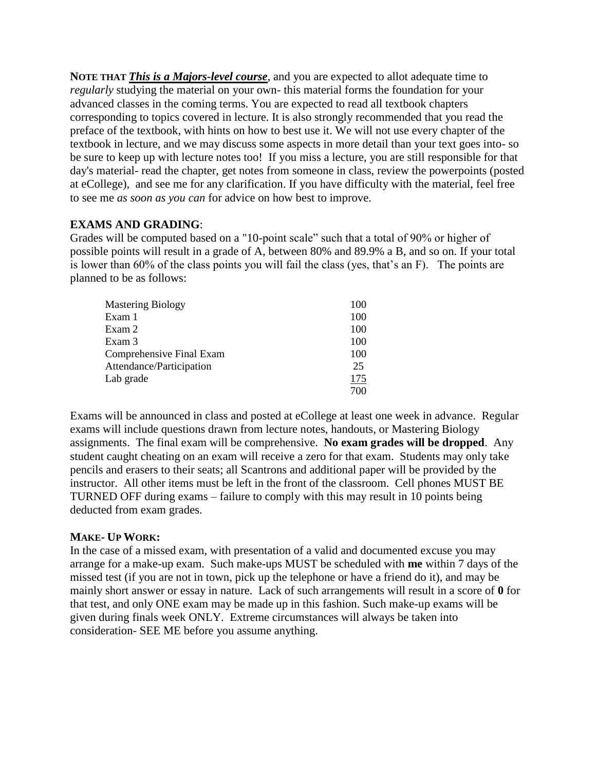**NOTE THAT** ***<u>This is a Majors-level course</u>***, and you are expected to allot adequate time to *regularly* studying the material on your own- this material forms the foundation for your advanced classes in the coming terms. You are expected to read all textbook chapters corresponding to topics covered in lecture. It is also strongly recommended that you read the preface of the textbook, with hints on how to best use it. We will not use every chapter of the textbook in lecture, and we may discuss some aspects in more detail than your text goes into- so be sure to keep up with lecture notes too! If you miss a lecture, you are still responsible for that day's material- read the chapter, get notes from someone in class, review the powerpoints (posted at eCollege), and see me for any clarification. If you have difficulty with the material, feel free to see me *as soon as you can* for advice on how best to improve.

**EXAMS AND GRADING**:

Grades will be computed based on a "10-point scale" such that a total of 90% or higher of possible points will result in a grade of A, between 80% and 89.9% a B, and so on. If your total is lower than 60% of the class points you will fail the class (yes, that's an F). The points are planned to be as follows:

| | |
|---|---|
| Mastering Biology | 100 |
| Exam 1 | 100 |
| Exam 2 | 100 |
| Exam 3 | 100 |
| Comprehensive Final Exam | 100 |
| Attendance/Participation | 25 |
| Lab grade | 175 |
| | 700 |

Exams will be announced in class and posted at eCollege at least one week in advance. Regular exams will include questions drawn from lecture notes, handouts, or Mastering Biology assignments. The final exam will be comprehensive. **No exam grades will be dropped**. Any student caught cheating on an exam will receive a zero for that exam. Students may only take pencils and erasers to their seats; all Scantrons and additional paper will be provided by the instructor. All other items must be left in the front of the classroom. Cell phones MUST BE TURNED OFF during exams – failure to comply with this may result in 10 points being deducted from exam grades.

**MAKE- UP WORK:**

In the case of a missed exam, with presentation of a valid and documented excuse you may arrange for a make-up exam. Such make-ups MUST be scheduled with **me** within 7 days of the missed test (if you are not in town, pick up the telephone or have a friend do it), and may be mainly short answer or essay in nature. Lack of such arrangements will result in a score of **0** for that test, and only ONE exam may be made up in this fashion. Such make-up exams will be given during finals week ONLY. Extreme circumstances will always be taken into consideration- SEE ME before you assume anything.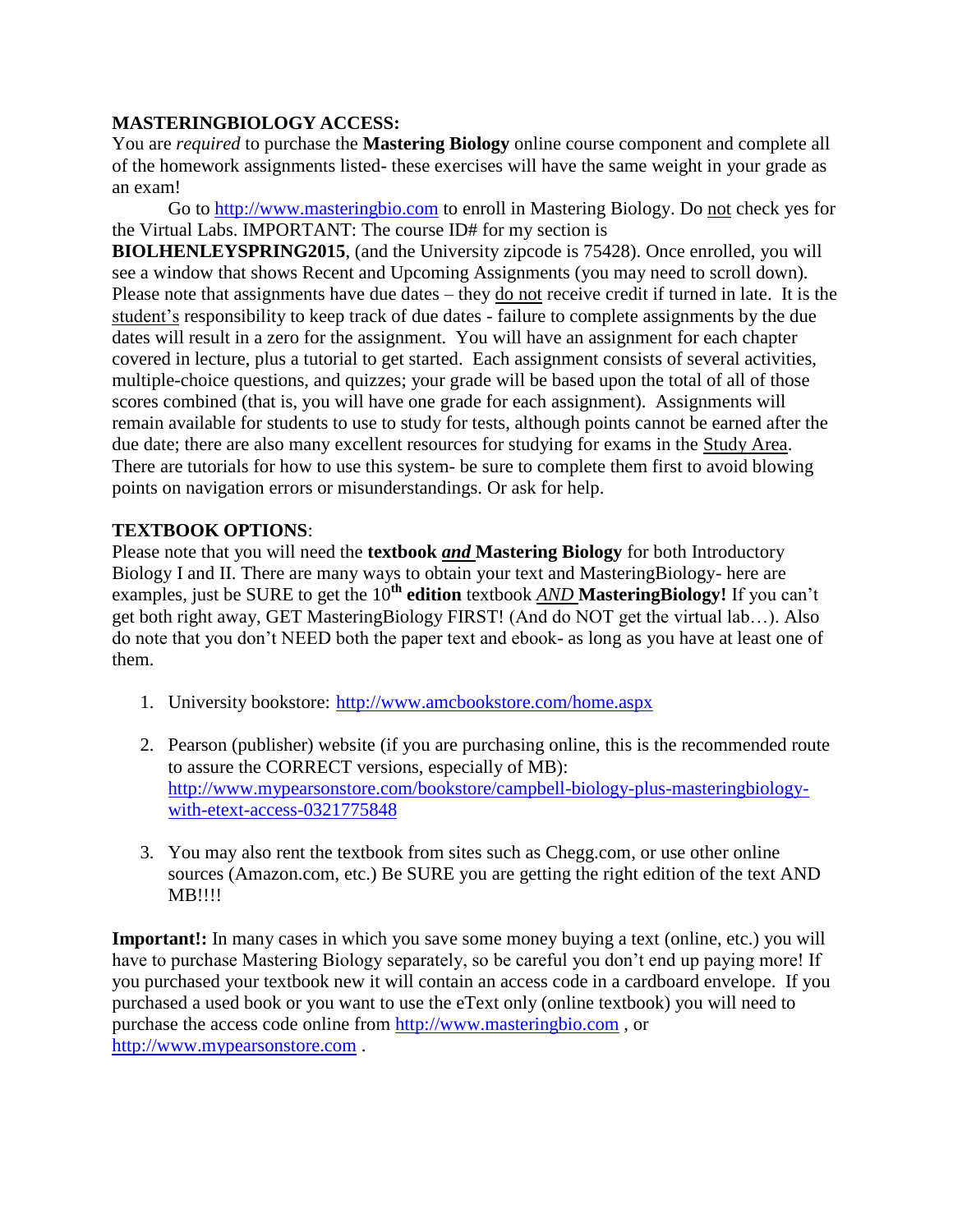**MASTERINGBIOLOGY ACCESS:**

You are *required* to purchase the **Mastering Biology** online course component and complete all of the homework assignments listed- these exercises will have the same weight in your grade as an exam!

Go to http://www.masteringbio.com to enroll in Mastering Biology. Do not check yes for the Virtual Labs. IMPORTANT: The course ID# for my section is **BIOLHENLEYSPRING2015**, (and the University zipcode is 75428). Once enrolled, you will see a window that shows Recent and Upcoming Assignments (you may need to scroll down). Please note that assignments have due dates – they do not receive credit if turned in late. It is the student's responsibility to keep track of due dates - failure to complete assignments by the due dates will result in a zero for the assignment. You will have an assignment for each chapter covered in lecture, plus a tutorial to get started. Each assignment consists of several activities, multiple-choice questions, and quizzes; your grade will be based upon the total of all of those scores combined (that is, you will have one grade for each assignment). Assignments will remain available for students to use to study for tests, although points cannot be earned after the due date; there are also many excellent resources for studying for exams in the Study Area. There are tutorials for how to use this system- be sure to complete them first to avoid blowing points on navigation errors or misunderstandings. Or ask for help.

**TEXTBOOK OPTIONS**:

Please note that you will need the **textbook *and* Mastering Biology** for both Introductory Biology I and II. There are many ways to obtain your text and MasteringBiology- here are examples, just be SURE to get the 10th **edition** textbook ***AND* MasteringBiology!** If you can't get both right away, GET MasteringBiology FIRST! (And do NOT get the virtual lab…). Also do note that you don't NEED both the paper text and ebook- as long as you have at least one of them.

1. University bookstore: http://www.amcbookstore.com/home.aspx
2. Pearson (publisher) website (if you are purchasing online, this is the recommended route to assure the CORRECT versions, especially of MB): http://www.mypearsonstore.com/bookstore/campbell-biology-plus-masteringbiology-with-etext-access-0321775848
3. You may also rent the textbook from sites such as Chegg.com, or use other online sources (Amazon.com, etc.) Be SURE you are getting the right edition of the text AND MB!!!!

**Important!:** In many cases in which you save some money buying a text (online, etc.) you will have to purchase Mastering Biology separately, so be careful you don't end up paying more! If you purchased your textbook new it will contain an access code in a cardboard envelope. If you purchased a used book or you want to use the eText only (online textbook) you will need to purchase the access code online from http://www.masteringbio.com , or http://www.mypearsonstore.com .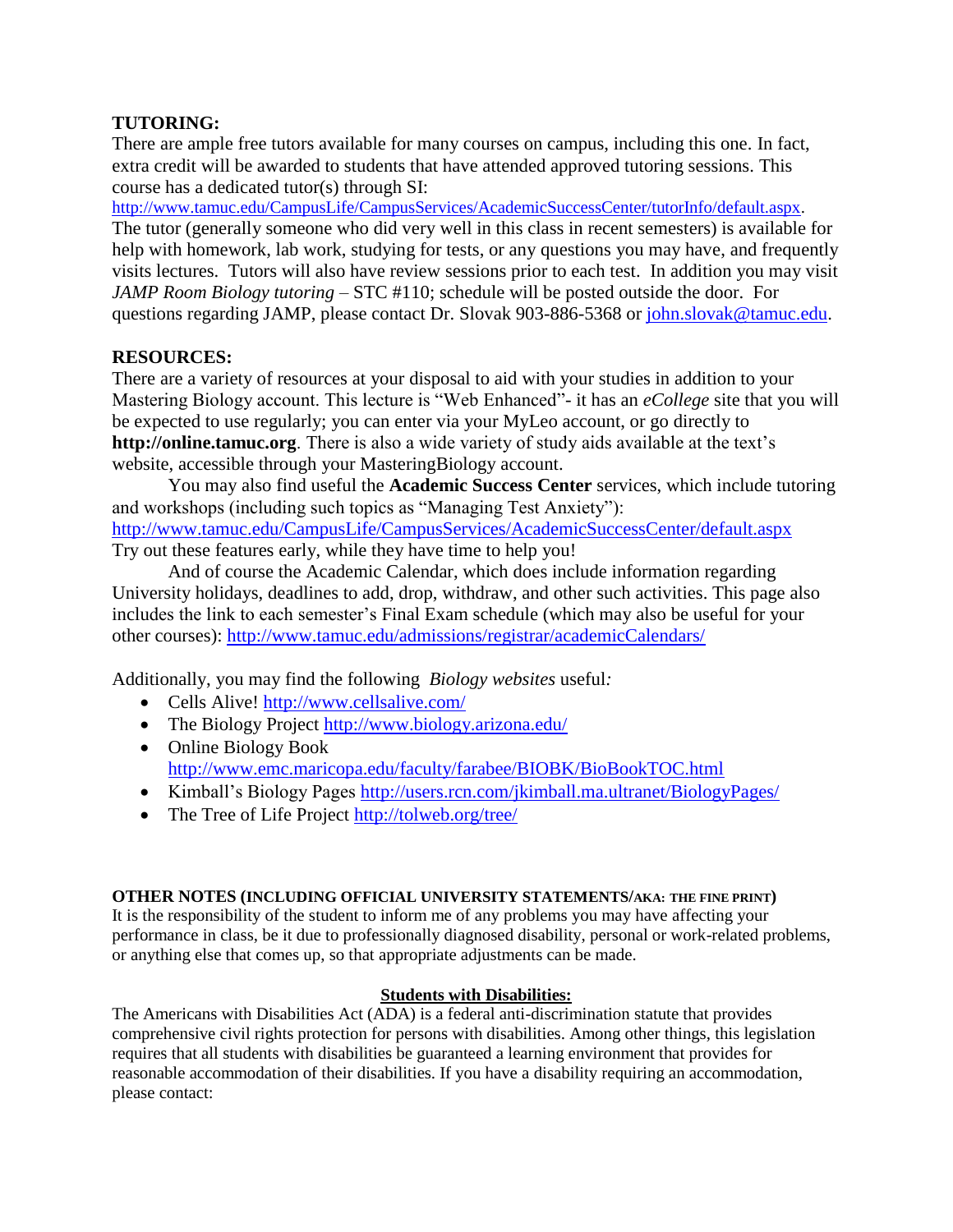**TUTORING:**

There are ample free tutors available for many courses on campus, including this one. In fact, extra credit will be awarded to students that have attended approved tutoring sessions. This course has a dedicated tutor(s) through SI: http://www.tamuc.edu/CampusLife/CampusServices/AcademicSuccessCenter/tutorInfo/default.aspx. The tutor (generally someone who did very well in this class in recent semesters) is available for help with homework, lab work, studying for tests, or any questions you may have, and frequently visits lectures. Tutors will also have review sessions prior to each test. In addition you may visit *JAMP Room Biology tutoring* – STC #110; schedule will be posted outside the door. For questions regarding JAMP, please contact Dr. Slovak 903-886-5368 or john.slovak@tamuc.edu.

**RESOURCES:**

There are a variety of resources at your disposal to aid with your studies in addition to your Mastering Biology account. This lecture is "Web Enhanced"- it has an *eCollege* site that you will be expected to use regularly; you can enter via your MyLeo account, or go directly to **http://online.tamuc.org**. There is also a wide variety of study aids available at the text's website, accessible through your MasteringBiology account.

You may also find useful the **Academic Success Center** services, which include tutoring and workshops (including such topics as "Managing Test Anxiety"): http://www.tamuc.edu/CampusLife/CampusServices/AcademicSuccessCenter/default.aspx
Try out these features early, while they have time to help you!

And of course the Academic Calendar, which does include information regarding University holidays, deadlines to add, drop, withdraw, and other such activities. This page also includes the link to each semester's Final Exam schedule (which may also be useful for your other courses): http://www.tamuc.edu/admissions/registrar/academicCalendars/

Additionally, you may find the following *Biology websites* useful*:*

- Cells Alive! http://www.cellsalive.com/
- The Biology Project http://www.biology.arizona.edu/
- Online Biology Book http://www.emc.maricopa.edu/faculty/farabee/BIOBK/BioBookTOC.html
- Kimball's Biology Pages http://users.rcn.com/jkimball.ma.ultranet/BiologyPages/
- The Tree of Life Project http://tolweb.org/tree/

**OTHER NOTES (INCLUDING OFFICIAL UNIVERSITY STATEMENTS/AKA: THE FINE PRINT)**

It is the responsibility of the student to inform me of any problems you may have affecting your performance in class, be it due to professionally diagnosed disability, personal or work-related problems, or anything else that comes up, so that appropriate adjustments can be made.

**Students with Disabilities:**

The Americans with Disabilities Act (ADA) is a federal anti-discrimination statute that provides comprehensive civil rights protection for persons with disabilities. Among other things, this legislation requires that all students with disabilities be guaranteed a learning environment that provides for reasonable accommodation of their disabilities. If you have a disability requiring an accommodation, please contact: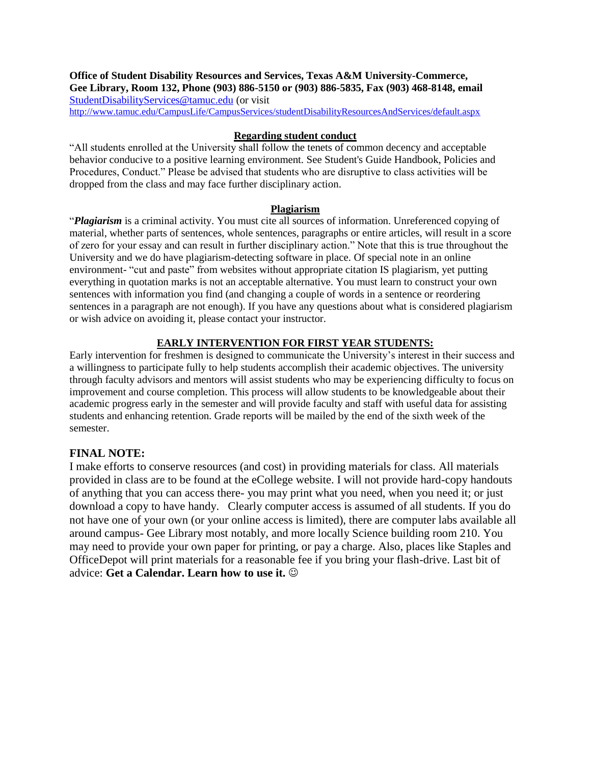**Office of Student Disability Resources and Services, Texas A&M University-Commerce, Gee Library, Room 132, Phone (903) 886-5150 or (903) 886-5835, Fax (903) 468-8148, email** StudentDisabilityServices@tamuc.edu (or visit http://www.tamuc.edu/CampusLife/CampusServices/studentDisabilityResourcesAndServices/default.aspx

## Regarding student conduct

"All students enrolled at the University shall follow the tenets of common decency and acceptable behavior conducive to a positive learning environment. See Student's Guide Handbook, Policies and Procedures, Conduct." Please be advised that students who are disruptive to class activities will be dropped from the class and may face further disciplinary action.

## Plagiarism

"***Plagiarism*** is a criminal activity. You must cite all sources of information. Unreferenced copying of material, whether parts of sentences, whole sentences, paragraphs or entire articles, will result in a score of zero for your essay and can result in further disciplinary action." Note that this is true throughout the University and we do have plagiarism-detecting software in place. Of special note in an online environment- "cut and paste" from websites without appropriate citation IS plagiarism, yet putting everything in quotation marks is not an acceptable alternative. You must learn to construct your own sentences with information you find (and changing a couple of words in a sentence or reordering sentences in a paragraph are not enough). If you have any questions about what is considered plagiarism or wish advice on avoiding it, please contact your instructor.

## EARLY INTERVENTION FOR FIRST YEAR STUDENTS:

Early intervention for freshmen is designed to communicate the University's interest in their success and a willingness to participate fully to help students accomplish their academic objectives. The university through faculty advisors and mentors will assist students who may be experiencing difficulty to focus on improvement and course completion. This process will allow students to be knowledgeable about their academic progress early in the semester and will provide faculty and staff with useful data for assisting students and enhancing retention. Grade reports will be mailed by the end of the sixth week of the semester.

## FINAL NOTE:

I make efforts to conserve resources (and cost) in providing materials for class. All materials provided in class are to be found at the eCollege website. I will not provide hard-copy handouts of anything that you can access there- you may print what you need, when you need it; or just download a copy to have handy. Clearly computer access is assumed of all students. If you do not have one of your own (or your online access is limited), there are computer labs available all around campus- Gee Library most notably, and more locally Science building room 210. You may need to provide your own paper for printing, or pay a charge. Also, places like Staples and OfficeDepot will print materials for a reasonable fee if you bring your flash-drive. Last bit of advice: **Get a Calendar. Learn how to use it.** ☺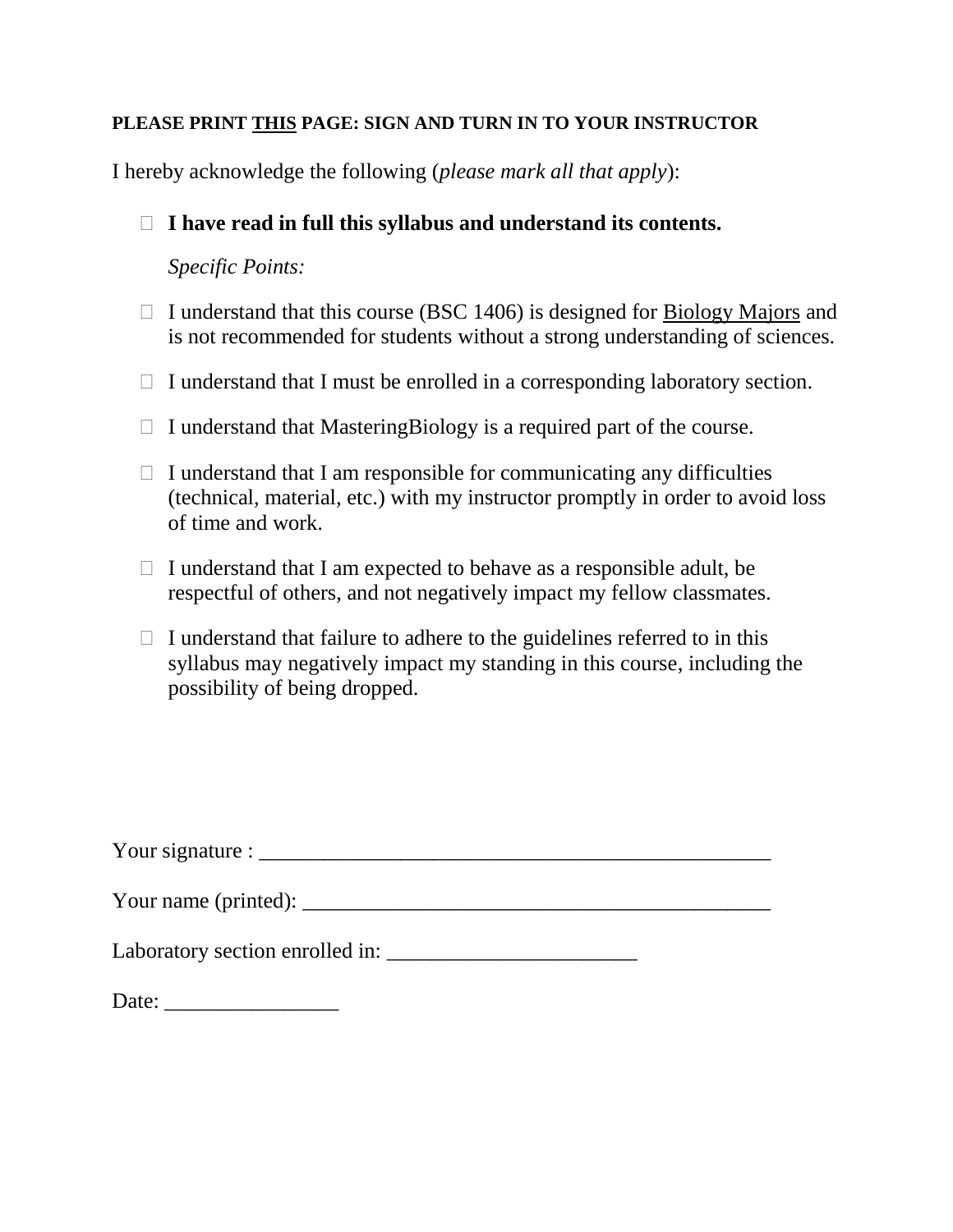**PLEASE PRINT <u>THIS</u> PAGE: SIGN AND TURN IN TO YOUR INSTRUCTOR**

I hereby acknowledge the following (*please mark all that apply*):

-  **I have read in full this syllabus and understand its contents.**

  *Specific Points:*

-  I understand that this course (BSC 1406) is designed for <u>Biology Majors</u> and is not recommended for students without a strong understanding of sciences.

-  I understand that I must be enrolled in a corresponding laboratory section.

-  I understand that MasteringBiology is a required part of the course.

-  I understand that I am responsible for communicating any difficulties (technical, material, etc.) with my instructor promptly in order to avoid loss of time and work.

-  I understand that I am expected to behave as a responsible adult, be respectful of others, and not negatively impact my fellow classmates.

-  I understand that failure to adhere to the guidelines referred to in this syllabus may negatively impact my standing in this course, including the possibility of being dropped.

Your signature : ________________________________________________

Your name (printed): ____________________________________________

Laboratory section enrolled in: _______________________

Date: ________________